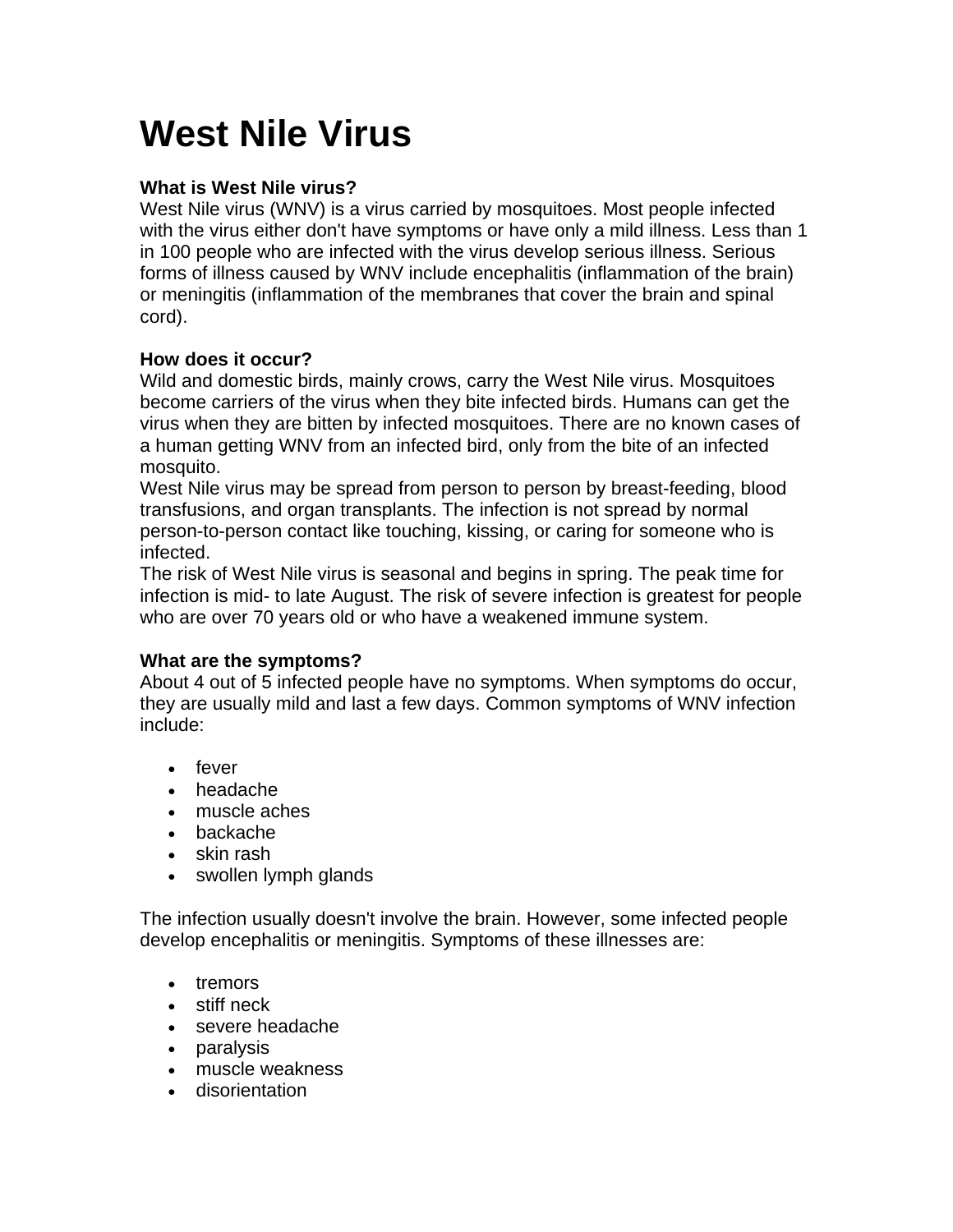# West Nile Virus

**What is West Nile virus?**
West Nile virus (WNV) is a virus carried by mosquitoes. Most people infected with the virus either don't have symptoms or have only a mild illness. Less than 1 in 100 people who are infected with the virus develop serious illness. Serious forms of illness caused by WNV include encephalitis (inflammation of the brain) or meningitis (inflammation of the membranes that cover the brain and spinal cord).

**How does it occur?**
Wild and domestic birds, mainly crows, carry the West Nile virus. Mosquitoes become carriers of the virus when they bite infected birds. Humans can get the virus when they are bitten by infected mosquitoes. There are no known cases of a human getting WNV from an infected bird, only from the bite of an infected mosquito.
West Nile virus may be spread from person to person by breast-feeding, blood transfusions, and organ transplants. The infection is not spread by normal person-to-person contact like touching, kissing, or caring for someone who is infected.
The risk of West Nile virus is seasonal and begins in spring. The peak time for infection is mid- to late August. The risk of severe infection is greatest for people who are over 70 years old or who have a weakened immune system.

**What are the symptoms?**
About 4 out of 5 infected people have no symptoms. When symptoms do occur, they are usually mild and last a few days. Common symptoms of WNV infection include:

- fever
- headache
- muscle aches
- backache
- skin rash
- swollen lymph glands

The infection usually doesn't involve the brain. However, some infected people develop encephalitis or meningitis. Symptoms of these illnesses are:

- tremors
- stiff neck
- severe headache
- paralysis
- muscle weakness
- disorientation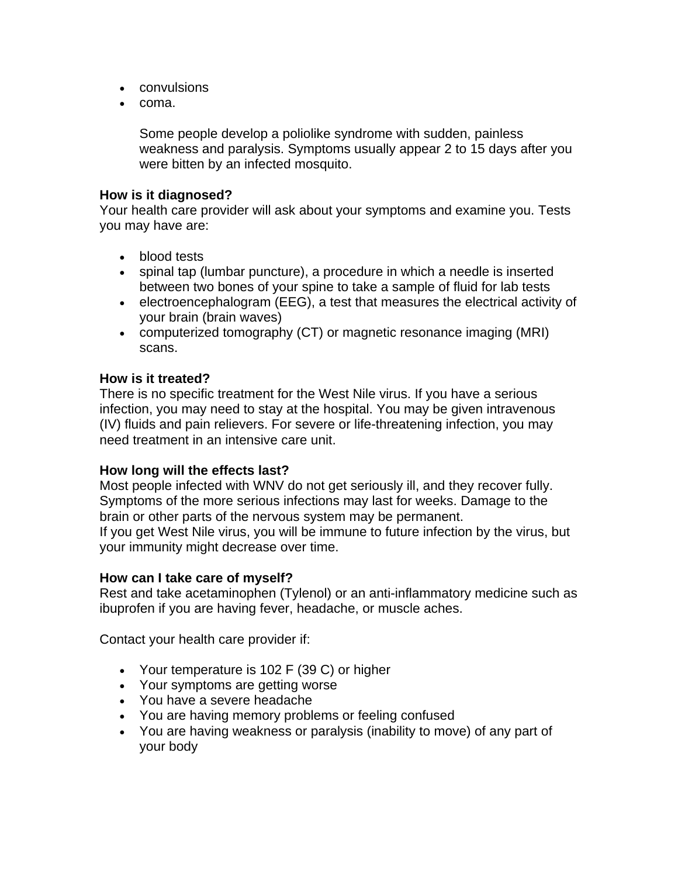- convulsions
- coma.

  Some people develop a poliolike syndrome with sudden, painless weakness and paralysis. Symptoms usually appear 2 to 15 days after you were bitten by an infected mosquito.

**How is it diagnosed?**
Your health care provider will ask about your symptoms and examine you. Tests you may have are:

- blood tests
- spinal tap (lumbar puncture), a procedure in which a needle is inserted between two bones of your spine to take a sample of fluid for lab tests
- electroencephalogram (EEG), a test that measures the electrical activity of your brain (brain waves)
- computerized tomography (CT) or magnetic resonance imaging (MRI) scans.

**How is it treated?**
There is no specific treatment for the West Nile virus. If you have a serious infection, you may need to stay at the hospital. You may be given intravenous (IV) fluids and pain relievers. For severe or life-threatening infection, you may need treatment in an intensive care unit.

**How long will the effects last?**
Most people infected with WNV do not get seriously ill, and they recover fully. Symptoms of the more serious infections may last for weeks. Damage to the brain or other parts of the nervous system may be permanent.
If you get West Nile virus, you will be immune to future infection by the virus, but your immunity might decrease over time.

**How can I take care of myself?**
Rest and take acetaminophen (Tylenol) or an anti-inflammatory medicine such as ibuprofen if you are having fever, headache, or muscle aches.

Contact your health care provider if:

- Your temperature is 102 F (39 C) or higher
- Your symptoms are getting worse
- You have a severe headache
- You are having memory problems or feeling confused
- You are having weakness or paralysis (inability to move) of any part of your body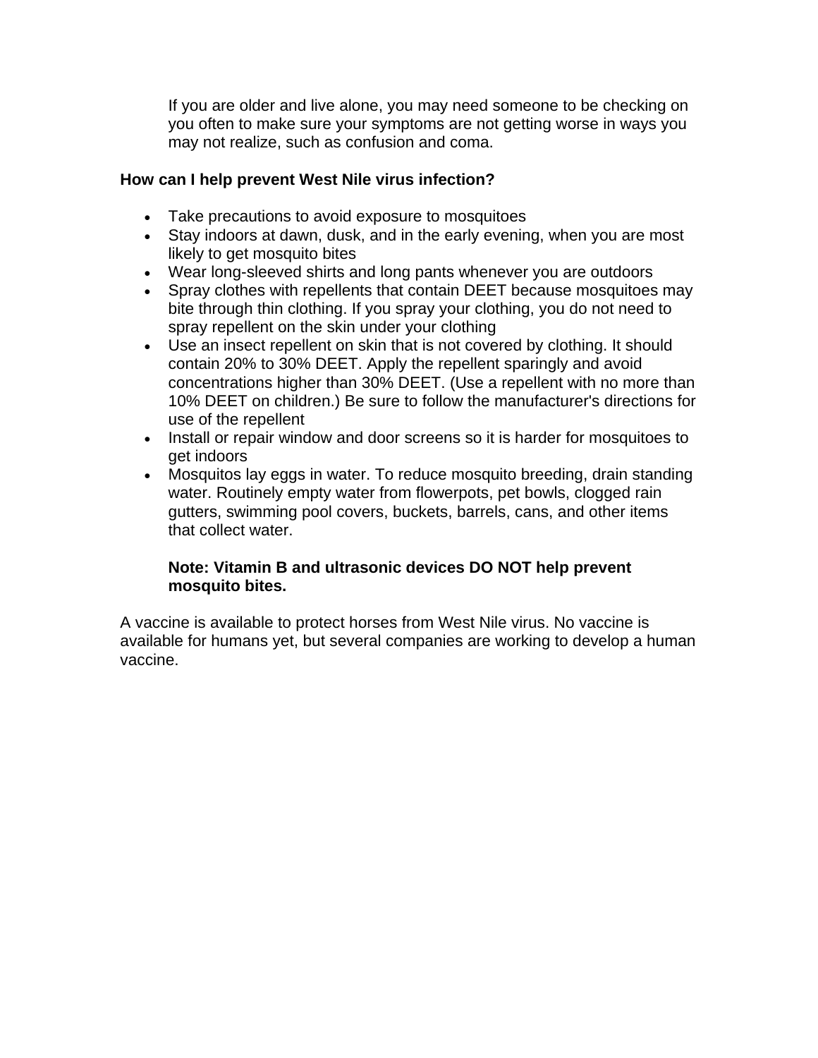If you are older and live alone, you may need someone to be checking on you often to make sure your symptoms are not getting worse in ways you may not realize, such as confusion and coma.

**How can I help prevent West Nile virus infection?**

- Take precautions to avoid exposure to mosquitoes
- Stay indoors at dawn, dusk, and in the early evening, when you are most likely to get mosquito bites
- Wear long-sleeved shirts and long pants whenever you are outdoors
- Spray clothes with repellents that contain DEET because mosquitoes may bite through thin clothing. If you spray your clothing, you do not need to spray repellent on the skin under your clothing
- Use an insect repellent on skin that is not covered by clothing. It should contain 20% to 30% DEET. Apply the repellent sparingly and avoid concentrations higher than 30% DEET. (Use a repellent with no more than 10% DEET on children.) Be sure to follow the manufacturer's directions for use of the repellent
- Install or repair window and door screens so it is harder for mosquitoes to get indoors
- Mosquitos lay eggs in water. To reduce mosquito breeding, drain standing water. Routinely empty water from flowerpots, pet bowls, clogged rain gutters, swimming pool covers, buckets, barrels, cans, and other items that collect water.

  **Note: Vitamin B and ultrasonic devices DO NOT help prevent mosquito bites.**

A vaccine is available to protect horses from West Nile virus. No vaccine is available for humans yet, but several companies are working to develop a human vaccine.